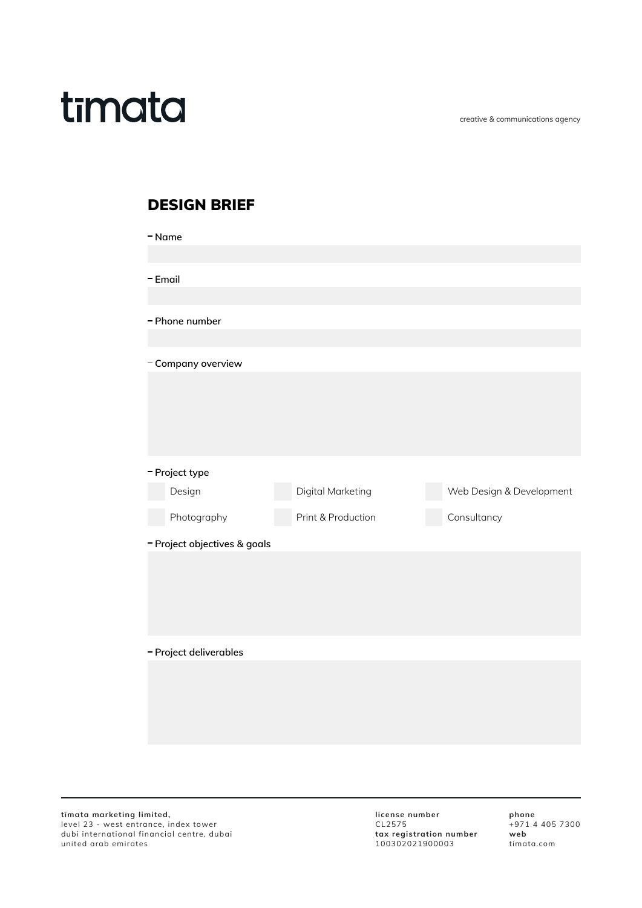timata

creative & communications agency

# DESIGN BRIEF

– Name

– Email

– Phone number

– Company overview

– Project type

- [ ] Design
- [ ] Digital Marketing
- [ ] Web Design & Development
- [ ] Photography
- [ ] Print & Production
- [ ] Consultancy

– Project objectives & goals

– Project deliverables

**tīmata marketing limited,**
level 23 - west entrance, index tower
dubi international financial centre, dubai
united arab emirates

**license number**
CL2575
**tax registration number**
100302021900003

**phone**
+971 4 405 7300
**web**
timata.com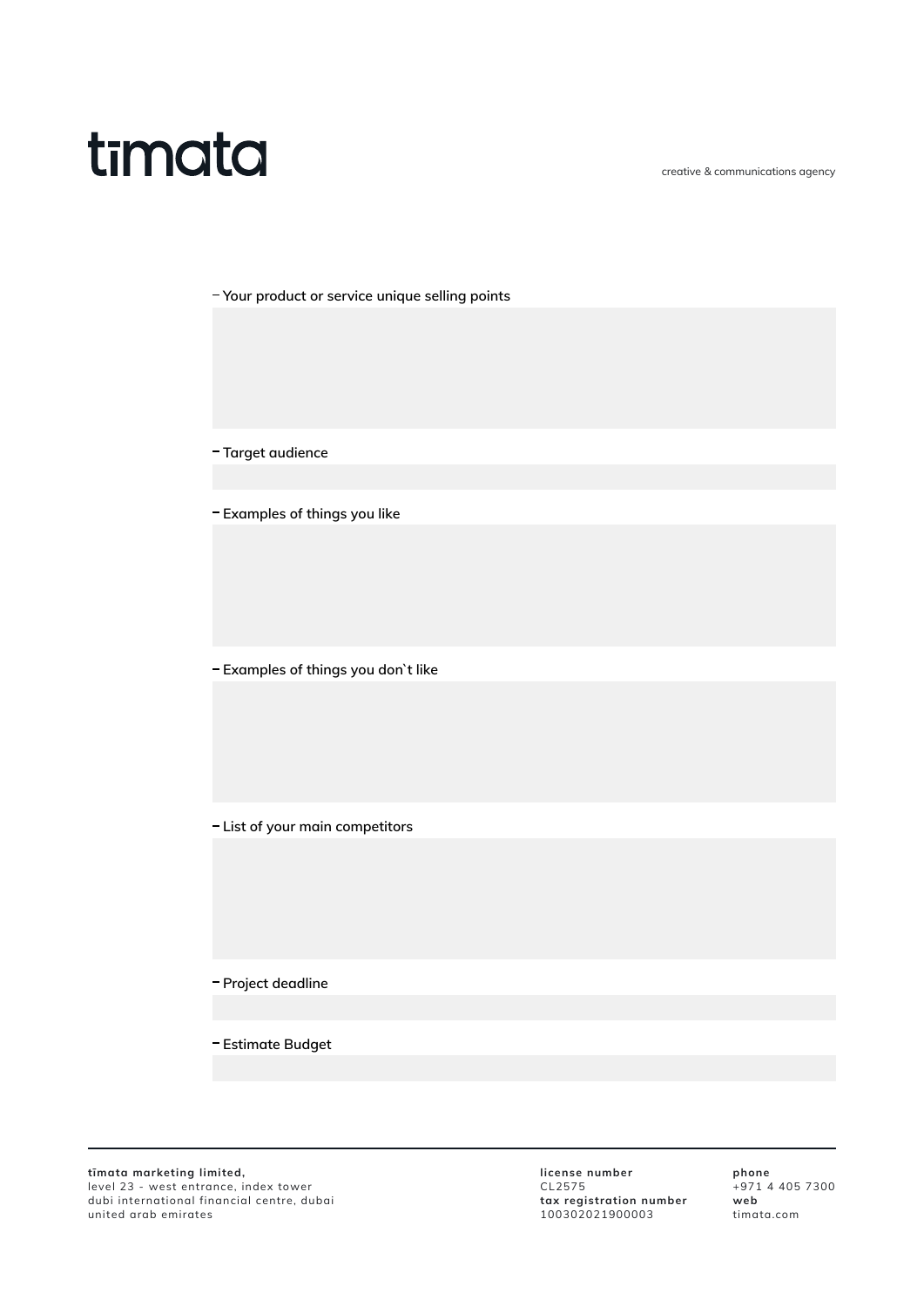timata

creative & communications agency

– Your product or service unique selling points

– Target audience

– Examples of things you like

– Examples of things you don`t like

– List of your main competitors

– Project deadline

– Estimate Budget

**tīmata marketing limited,**
level 23 - west entrance, index tower
dubi international financial centre, dubai
united arab emirates

**license number**
CL2575
**tax registration number**
100302021900003

**phone**
+971 4 405 7300
**web**
timata.com